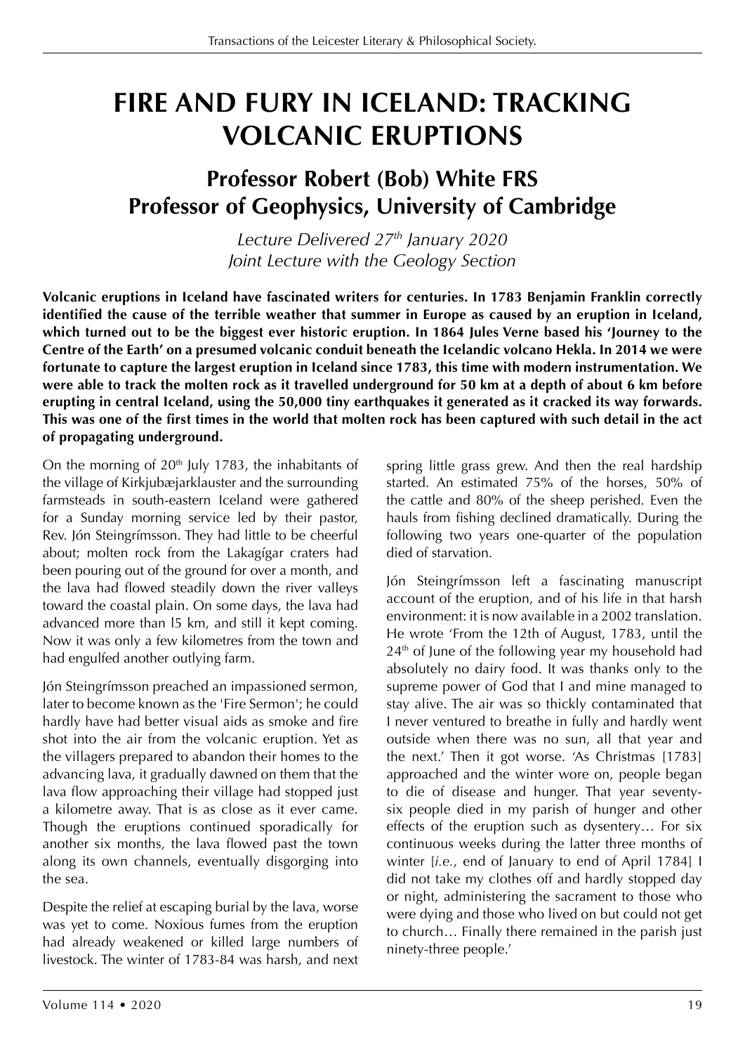# FIRE AND FURY IN ICELAND: TRACKING VOLCANIC ERUPTIONS

## Professor Robert (Bob) White FRS
## Professor of Geophysics, University of Cambridge

*Lecture Delivered 27th January 2020*
*Joint Lecture with the Geology Section*

**Volcanic eruptions in Iceland have fascinated writers for centuries. In 1783 Benjamin Franklin correctly identified the cause of the terrible weather that summer in Europe as caused by an eruption in Iceland, which turned out to be the biggest ever historic eruption. In 1864 Jules Verne based his 'Journey to the Centre of the Earth' on a presumed volcanic conduit beneath the Icelandic volcano Hekla. In 2014 we were fortunate to capture the largest eruption in Iceland since 1783, this time with modern instrumentation. We were able to track the molten rock as it travelled underground for 50 km at a depth of about 6 km before erupting in central Iceland, using the 50,000 tiny earthquakes it generated as it cracked its way forwards. This was one of the first times in the world that molten rock has been captured with such detail in the act of propagating underground.**

On the morning of 20th July 1783, the inhabitants of the village of Kirkjubæjarklauster and the surrounding farmsteads in south-eastern Iceland were gathered for a Sunday morning service led by their pastor, Rev. Jón Steingrímsson. They had little to be cheerful about; molten rock from the Lakagígar craters had been pouring out of the ground for over a month, and the lava had flowed steadily down the river valleys toward the coastal plain. On some days, the lava had advanced more than l5 km, and still it kept coming. Now it was only a few kilometres from the town and had engulfed another outlying farm.

Jón Steingrímsson preached an impassioned sermon, later to become known as the 'Fire Sermon'; he could hardly have had better visual aids as smoke and fire shot into the air from the volcanic eruption. Yet as the villagers prepared to abandon their homes to the advancing lava, it gradually dawned on them that the lava flow approaching their village had stopped just a kilometre away. That is as close as it ever came. Though the eruptions continued sporadically for another six months, the lava flowed past the town along its own channels, eventually disgorging into the sea.

Despite the relief at escaping burial by the lava, worse was yet to come. Noxious fumes from the eruption had already weakened or killed large numbers of livestock. The winter of 1783-84 was harsh, and next spring little grass grew. And then the real hardship started. An estimated 75% of the horses, 50% of the cattle and 80% of the sheep perished. Even the hauls from fishing declined dramatically. During the following two years one-quarter of the population died of starvation.

Jón Steingrímsson left a fascinating manuscript account of the eruption, and of his life in that harsh environment: it is now available in a 2002 translation. He wrote 'From the 12th of August, 1783, until the 24th of June of the following year my household had absolutely no dairy food. It was thanks only to the supreme power of God that I and mine managed to stay alive. The air was so thickly contaminated that I never ventured to breathe in fully and hardly went outside when there was no sun, all that year and the next.' Then it got worse. 'As Christmas [1783] approached and the winter wore on, people began to die of disease and hunger. That year seventy-six people died in my parish of hunger and other effects of the eruption such as dysentery… For six continuous weeks during the latter three months of winter [*i.e.*, end of January to end of April 1784] I did not take my clothes off and hardly stopped day or night, administering the sacrament to those who were dying and those who lived on but could not get to church… Finally there remained in the parish just ninety-three people.'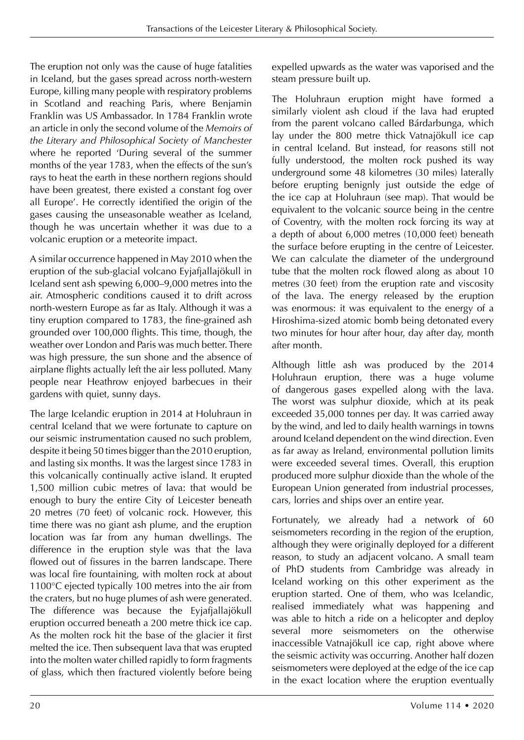The eruption not only was the cause of huge fatalities in Iceland, but the gases spread across north-western Europe, killing many people with respiratory problems in Scotland and reaching Paris, where Benjamin Franklin was US Ambassador. In 1784 Franklin wrote an article in only the second volume of the *Memoirs of the Literary and Philosophical Society of Manchester* where he reported 'During several of the summer months of the year 1783, when the effects of the sun's rays to heat the earth in these northern regions should have been greatest, there existed a constant fog over all Europe'. He correctly identified the origin of the gases causing the unseasonable weather as Iceland, though he was uncertain whether it was due to a volcanic eruption or a meteorite impact.

A similar occurrence happened in May 2010 when the eruption of the sub-glacial volcano Eyjafjallajökull in Iceland sent ash spewing 6,000–9,000 metres into the air. Atmospheric conditions caused it to drift across north-western Europe as far as Italy. Although it was a tiny eruption compared to 1783, the fine-grained ash grounded over 100,000 flights. This time, though, the weather over London and Paris was much better. There was high pressure, the sun shone and the absence of airplane flights actually left the air less polluted. Many people near Heathrow enjoyed barbecues in their gardens with quiet, sunny days.

The large Icelandic eruption in 2014 at Holuhraun in central Iceland that we were fortunate to capture on our seismic instrumentation caused no such problem, despite it being 50 times bigger than the 2010 eruption, and lasting six months. It was the largest since 1783 in this volcanically continually active island. It erupted 1,500 million cubic metres of lava: that would be enough to bury the entire City of Leicester beneath 20 metres (70 feet) of volcanic rock. However, this time there was no giant ash plume, and the eruption location was far from any human dwellings. The difference in the eruption style was that the lava flowed out of fissures in the barren landscape. There was local fire fountaining, with molten rock at about 1100°C ejected typically 100 metres into the air from the craters, but no huge plumes of ash were generated. The difference was because the Eyjafjallajökull eruption occurred beneath a 200 metre thick ice cap. As the molten rock hit the base of the glacier it first melted the ice. Then subsequent lava that was erupted into the molten water chilled rapidly to form fragments of glass, which then fractured violently before being expelled upwards as the water was vaporised and the steam pressure built up.

The Holuhraun eruption might have formed a similarly violent ash cloud if the lava had erupted from the parent volcano called Bárdarbunga, which lay under the 800 metre thick Vatnajökull ice cap in central Iceland. But instead, for reasons still not fully understood, the molten rock pushed its way underground some 48 kilometres (30 miles) laterally before erupting benignly just outside the edge of the ice cap at Holuhraun (see map). That would be equivalent to the volcanic source being in the centre of Coventry, with the molten rock forcing its way at a depth of about 6,000 metres (10,000 feet) beneath the surface before erupting in the centre of Leicester. We can calculate the diameter of the underground tube that the molten rock flowed along as about 10 metres (30 feet) from the eruption rate and viscosity of the lava. The energy released by the eruption was enormous: it was equivalent to the energy of a Hiroshima-sized atomic bomb being detonated every two minutes for hour after hour, day after day, month after month.

Although little ash was produced by the 2014 Holuhraun eruption, there was a huge volume of dangerous gases expelled along with the lava. The worst was sulphur dioxide, which at its peak exceeded 35,000 tonnes per day. It was carried away by the wind, and led to daily health warnings in towns around Iceland dependent on the wind direction. Even as far away as Ireland, environmental pollution limits were exceeded several times. Overall, this eruption produced more sulphur dioxide than the whole of the European Union generated from industrial processes, cars, lorries and ships over an entire year.

Fortunately, we already had a network of 60 seismometers recording in the region of the eruption, although they were originally deployed for a different reason, to study an adjacent volcano. A small team of PhD students from Cambridge was already in Iceland working on this other experiment as the eruption started. One of them, who was Icelandic, realised immediately what was happening and was able to hitch a ride on a helicopter and deploy several more seismometers on the otherwise inaccessible Vatnajökull ice cap, right above where the seismic activity was occurring. Another half dozen seismometers were deployed at the edge of the ice cap in the exact location where the eruption eventually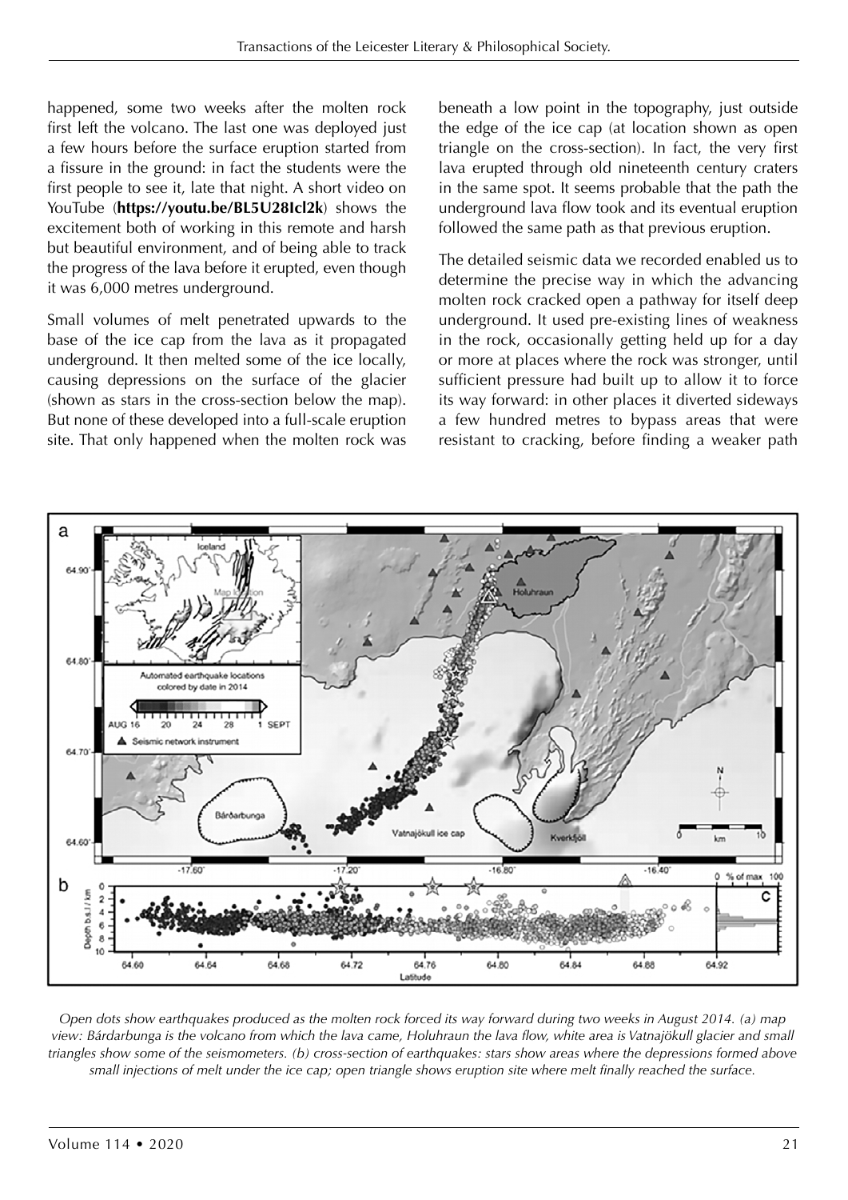happened, some two weeks after the molten rock first left the volcano. The last one was deployed just a few hours before the surface eruption started from a fissure in the ground: in fact the students were the first people to see it, late that night. A short video on YouTube (**https://youtu.be/BL5U28Icl2k**) shows the excitement both of working in this remote and harsh but beautiful environment, and of being able to track the progress of the lava before it erupted, even though it was 6,000 metres underground.

Small volumes of melt penetrated upwards to the base of the ice cap from the lava as it propagated underground. It then melted some of the ice locally, causing depressions on the surface of the glacier (shown as stars in the cross-section below the map). But none of these developed into a full-scale eruption site. That only happened when the molten rock was beneath a low point in the topography, just outside the edge of the ice cap (at location shown as open triangle on the cross-section). In fact, the very first lava erupted through old nineteenth century craters in the same spot. It seems probable that the path the underground lava flow took and its eventual eruption followed the same path as that previous eruption.

The detailed seismic data we recorded enabled us to determine the precise way in which the advancing molten rock cracked open a pathway for itself deep underground. It used pre-existing lines of weakness in the rock, occasionally getting held up for a day or more at places where the rock was stronger, until sufficient pressure had built up to allow it to force its way forward: in other places it diverted sideways a few hundred metres to bypass areas that were resistant to cracking, before finding a weaker path

*Open dots show earthquakes produced as the molten rock forced its way forward during two weeks in August 2014. (a) map view: Bárdarbunga is the volcano from which the lava came, Holuhraun the lava flow, white area is Vatnajökull glacier and small triangles show some of the seismometers. (b) cross-section of earthquakes: stars show areas where the depressions formed above small injections of melt under the ice cap; open triangle shows eruption site where melt finally reached the surface.*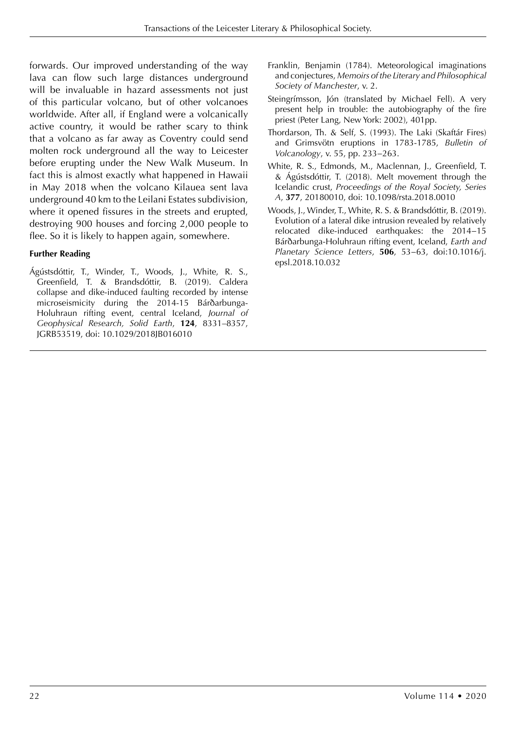forwards. Our improved understanding of the way lava can flow such large distances underground will be invaluable in hazard assessments not just of this particular volcano, but of other volcanoes worldwide. After all, if England were a volcanically active country, it would be rather scary to think that a volcano as far away as Coventry could send molten rock underground all the way to Leicester before erupting under the New Walk Museum. In fact this is almost exactly what happened in Hawaii in May 2018 when the volcano Kilauea sent lava underground 40 km to the Leilani Estates subdivision, where it opened fissures in the streets and erupted, destroying 900 houses and forcing 2,000 people to flee. So it is likely to happen again, somewhere.

#### Further Reading

Ágústsdóttir, T., Winder, T., Woods, J., White, R. S., Greenfield, T. & Brandsdóttir, B. (2019). Caldera collapse and dike-induced faulting recorded by intense microseismicity during the 2014-15 Bárðarbunga-Holuhraun rifting event, central Iceland, *Journal of Geophysical Research, Solid Earth*, **124**, 8331–8357, JGRB53519, doi: 10.1029/2018JB016010

Franklin, Benjamin (1784). Meteorological imaginations and conjectures, *Memoirs of the Literary and Philosophical Society of Manchester*, v. 2.

Steingrímsson, Jón (translated by Michael Fell). A very present help in trouble: the autobiography of the fire priest (Peter Lang, New York: 2002), 401pp.

Thordarson, Th. & Self, S. (1993). The Laki (Skaftár Fires) and Grimsvötn eruptions in 1783-1785, *Bulletin of Volcanology*, v. 55, pp. 233–263.

White, R. S., Edmonds, M., Maclennan, J., Greenfield, T. & Ágústsdóttir, T. (2018). Melt movement through the Icelandic crust, *Proceedings of the Royal Society, Series A*, **377**, 20180010, doi: 10.1098/rsta.2018.0010

Woods, J., Winder, T., White, R. S. & Brandsdóttir, B. (2019). Evolution of a lateral dike intrusion revealed by relatively relocated dike-induced earthquakes: the 2014–15 Bárðarbunga-Holuhraun rifting event, Iceland, *Earth and Planetary Science Letters*, **506**, 53–63, doi:10.1016/j.epsl.2018.10.032